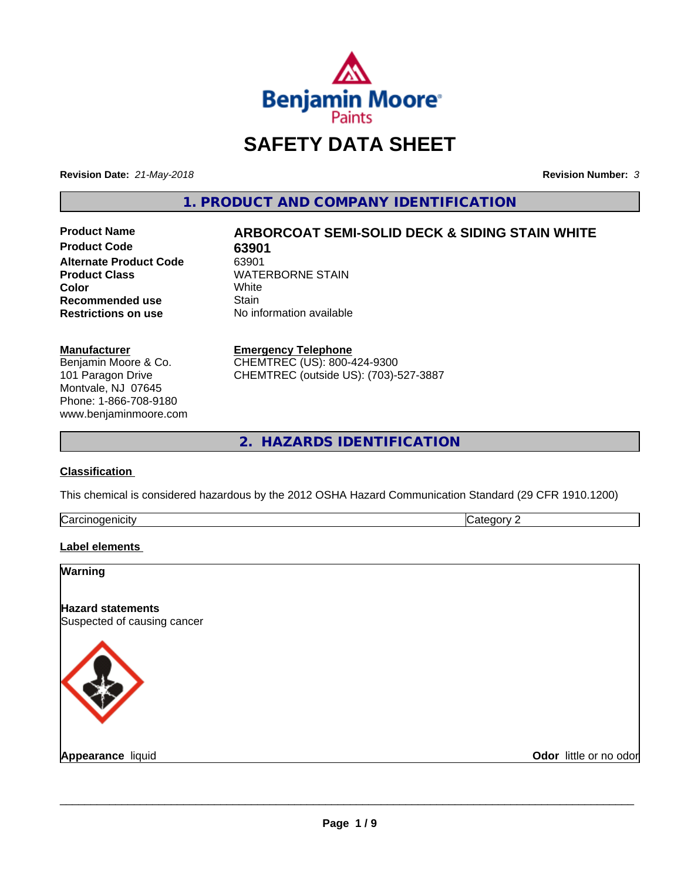Benjamin Moore Paints

# SAFETY DATA SHEET

**Revision Date:** *21-May-2018*

**Revision Number:** *3*

## 1. PRODUCT AND COMPANY IDENTIFICATION

| | |
|---|---|
| **Product Name** | **ARBORCOAT SEMI-SOLID DECK & SIDING STAIN WHITE** |
| **Product Code** | **63901** |
| **Alternate Product Code** | 63901 |
| **Product Class** | WATERBORNE STAIN |
| **Color** | White |
| **Recommended use** | Stain |
| **Restrictions on use** | No information available |

**Manufacturer**
Benjamin Moore & Co.
101 Paragon Drive
Montvale, NJ 07645
Phone: 1-866-708-9180
www.benjaminmoore.com

**Emergency Telephone**
CHEMTREC (US): 800-424-9300
CHEMTREC (outside US): (703)-527-3887

## 2. HAZARDS IDENTIFICATION

### Classification

This chemical is considered hazardous by the 2012 OSHA Hazard Communication Standard (29 CFR 1910.1200)

| | |
|---|---|
| Carcinogenicity | Category 2 |

### Label elements

**Warning**

**Hazard statements**
Suspected of causing cancer

**Appearance** liquid

**Odor** little or no odor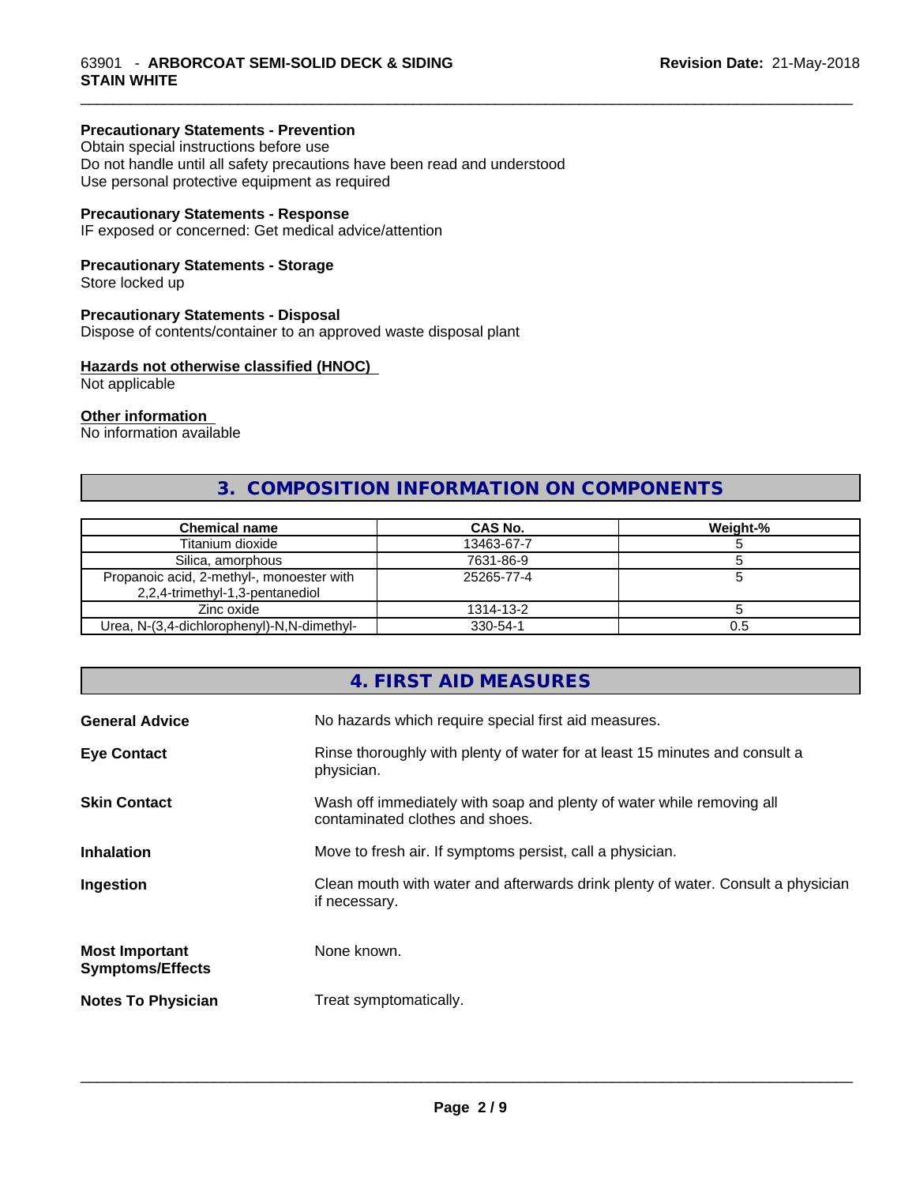#### Precautionary Statements - Prevention

Obtain special instructions before use
Do not handle until all safety precautions have been read and understood
Use personal protective equipment as required

#### Precautionary Statements - Response

IF exposed or concerned: Get medical advice/attention

#### Precautionary Statements - Storage

Store locked up

#### Precautionary Statements - Disposal

Dispose of contents/container to an approved waste disposal plant

#### Hazards not otherwise classified (HNOC)

Not applicable

#### Other information

No information available

## 3. COMPOSITION INFORMATION ON COMPONENTS

| Chemical name | CAS No. | Weight-% |
|---|---|---|
| Titanium dioxide | 13463-67-7 | 5 |
| Silica, amorphous | 7631-86-9 | 5 |
| Propanoic acid, 2-methyl-, monoester with 2,2,4-trimethyl-1,3-pentanediol | 25265-77-4 | 5 |
| Zinc oxide | 1314-13-2 | 5 |
| Urea, N-(3,4-dichlorophenyl)-N,N-dimethyl- | 330-54-1 | 0.5 |

## 4. FIRST AID MEASURES

**General Advice** No hazards which require special first aid measures.

**Eye Contact** Rinse thoroughly with plenty of water for at least 15 minutes and consult a physician.

**Skin Contact** Wash off immediately with soap and plenty of water while removing all contaminated clothes and shoes.

**Inhalation** Move to fresh air. If symptoms persist, call a physician.

**Ingestion** Clean mouth with water and afterwards drink plenty of water. Consult a physician if necessary.

**Most Important Symptoms/Effects** None known.

**Notes To Physician** Treat symptomatically.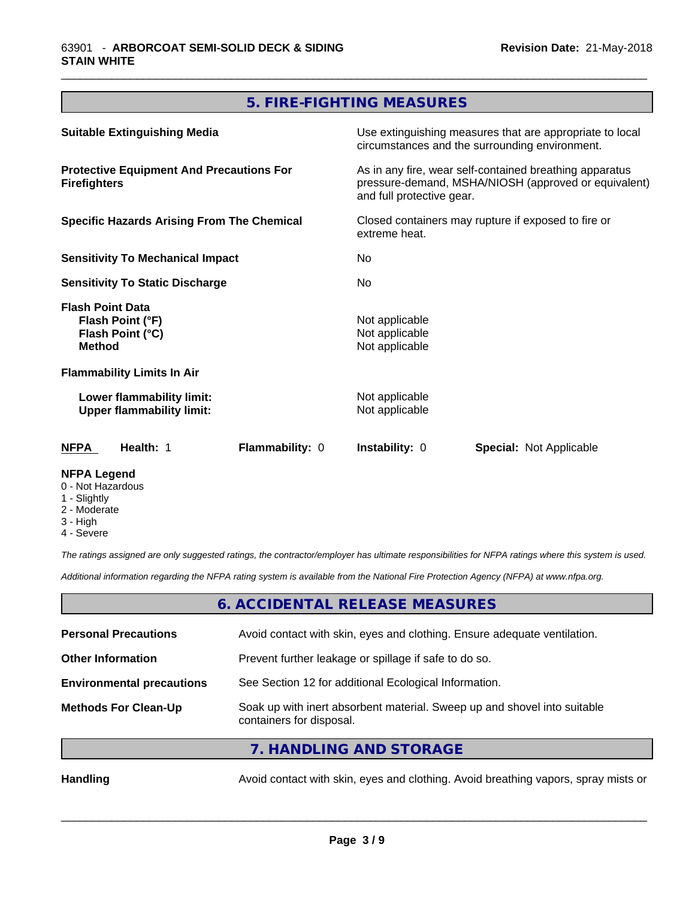## 5. FIRE-FIGHTING MEASURES

| | |
|---|---|
| **Suitable Extinguishing Media** | Use extinguishing measures that are appropriate to local circumstances and the surrounding environment. |
| **Protective Equipment And Precautions For Firefighters** | As in any fire, wear self-contained breathing apparatus pressure-demand, MSHA/NIOSH (approved or equivalent) and full protective gear. |
| **Specific Hazards Arising From The Chemical** | Closed containers may rupture if exposed to fire or extreme heat. |
| **Sensitivity To Mechanical Impact** | No |
| **Sensitivity To Static Discharge** | No |

**Flash Point Data**

| | |
|---|---|
| **Flash Point (°F)** | Not applicable |
| **Flash Point (°C)** | Not applicable |
| **Method** | Not applicable |

**Flammability Limits In Air**

| | |
|---|---|
| **Lower flammability limit:** | Not applicable |
| **Upper flammability limit:** | Not applicable |

| **NFPA** | **Health:** 1 | **Flammability:** 0 | **Instability:** 0 | **Special:** Not Applicable |
|---|---|---|---|---|

**NFPA Legend**
- 0 - Not Hazardous
- 1 - Slightly
- 2 - Moderate
- 3 - High
- 4 - Severe

*The ratings assigned are only suggested ratings, the contractor/employer has ultimate responsibilities for NFPA ratings where this system is used.*

*Additional information regarding the NFPA rating system is available from the National Fire Protection Agency (NFPA) at www.nfpa.org.*

## 6. ACCIDENTAL RELEASE MEASURES

| | |
|---|---|
| **Personal Precautions** | Avoid contact with skin, eyes and clothing. Ensure adequate ventilation. |
| **Other Information** | Prevent further leakage or spillage if safe to do so. |
| **Environmental precautions** | See Section 12 for additional Ecological Information. |
| **Methods For Clean-Up** | Soak up with inert absorbent material. Sweep up and shovel into suitable containers for disposal. |

## 7. HANDLING AND STORAGE

| | |
|---|---|
| **Handling** | Avoid contact with skin, eyes and clothing. Avoid breathing vapors, spray mists or |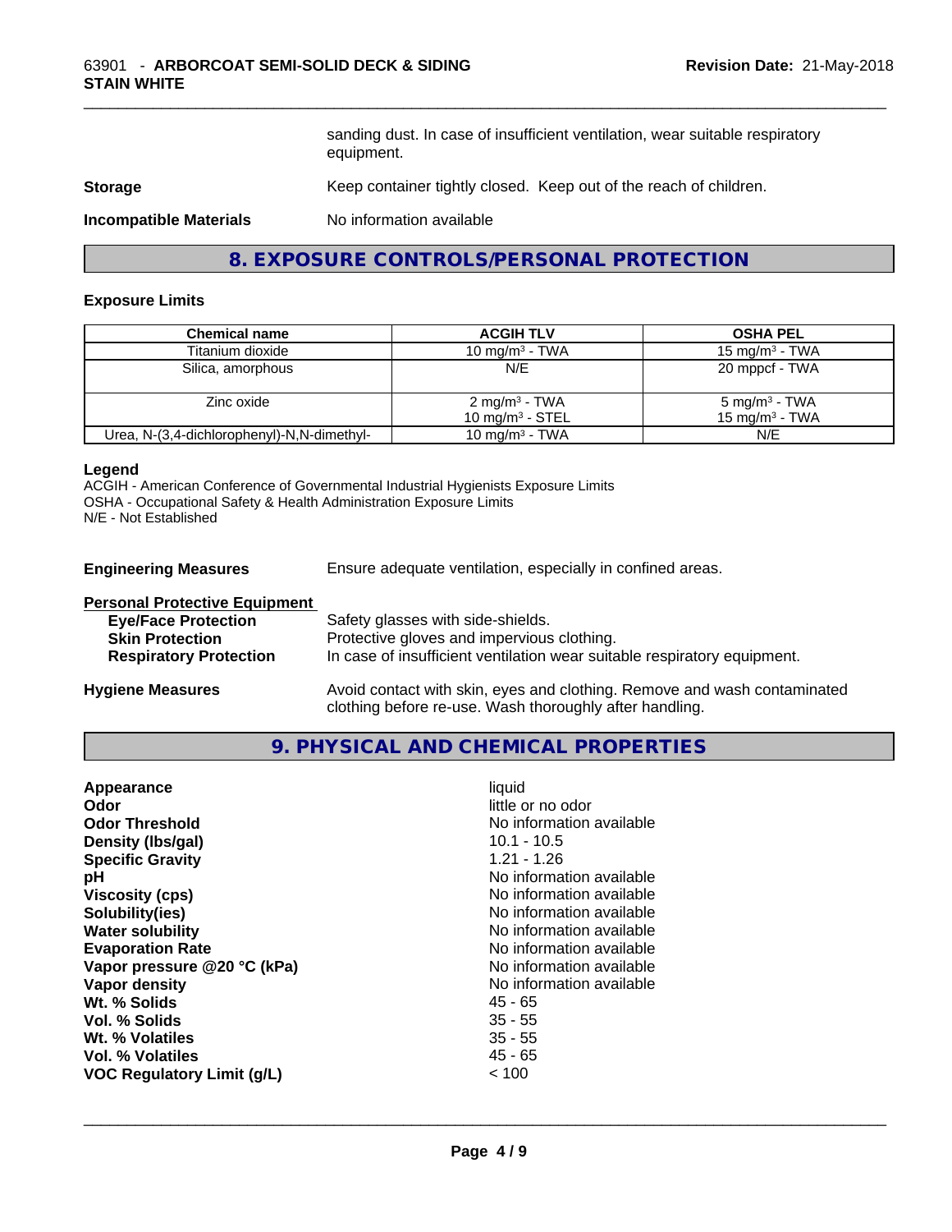sanding dust. In case of insufficient ventilation, wear suitable respiratory equipment.

**Storage** Keep container tightly closed. Keep out of the reach of children.

**Incompatible Materials** No information available

## 8. EXPOSURE CONTROLS/PERSONAL PROTECTION

### Exposure Limits

| Chemical name | ACGIH TLV | OSHA PEL |
|---|---|---|
| Titanium dioxide | 10 mg/m³ - TWA | 15 mg/m³ - TWA |
| Silica, amorphous | N/E | 20 mppcf - TWA |
| Zinc oxide | 2 mg/m³ - TWA<br>10 mg/m³ - STEL | 5 mg/m³ - TWA<br>15 mg/m³ - TWA |
| Urea, N-(3,4-dichlorophenyl)-N,N-dimethyl- | 10 mg/m³ - TWA | N/E |

**Legend**
ACGIH - American Conference of Governmental Industrial Hygienists Exposure Limits
OSHA - Occupational Safety & Health Administration Exposure Limits
N/E - Not Established

**Engineering Measures** Ensure adequate ventilation, especially in confined areas.

**Personal Protective Equipment**
- **Eye/Face Protection** Safety glasses with side-shields.
- **Skin Protection** Protective gloves and impervious clothing.
- **Respiratory Protection** In case of insufficient ventilation wear suitable respiratory equipment.

**Hygiene Measures** Avoid contact with skin, eyes and clothing. Remove and wash contaminated clothing before re-use. Wash thoroughly after handling.

## 9. PHYSICAL AND CHEMICAL PROPERTIES

| | |
|---|---|
| **Appearance** | liquid |
| **Odor** | little or no odor |
| **Odor Threshold** | No information available |
| **Density (lbs/gal)** | 10.1 - 10.5 |
| **Specific Gravity** | 1.21 - 1.26 |
| **pH** | No information available |
| **Viscosity (cps)** | No information available |
| **Solubility(ies)** | No information available |
| **Water solubility** | No information available |
| **Evaporation Rate** | No information available |
| **Vapor pressure @20 °C (kPa)** | No information available |
| **Vapor density** | No information available |
| **Wt. % Solids** | 45 - 65 |
| **Vol. % Solids** | 35 - 55 |
| **Wt. % Volatiles** | 35 - 55 |
| **Vol. % Volatiles** | 45 - 65 |
| **VOC Regulatory Limit (g/L)** | < 100 |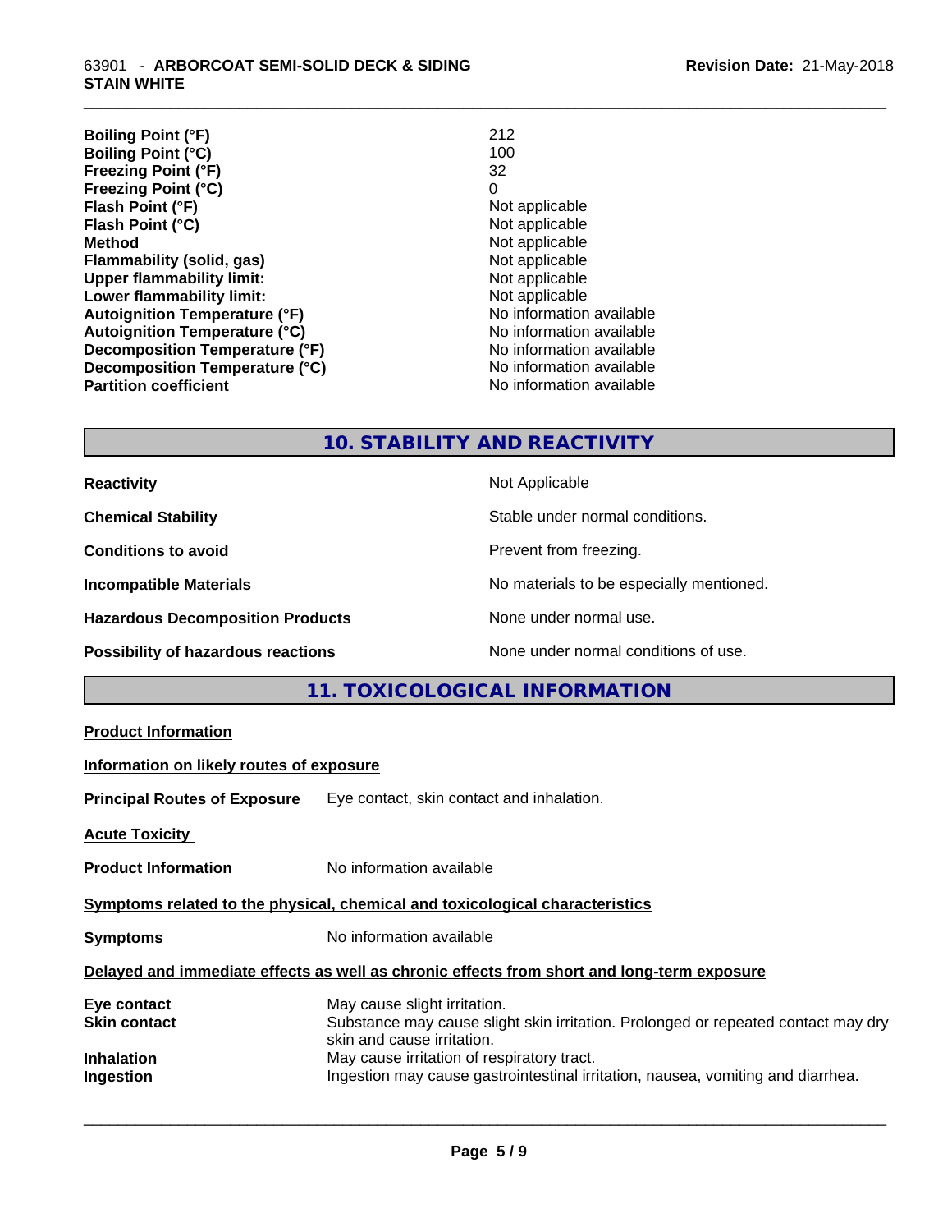| | |
|---|---|
| **Boiling Point (°F)** | 212 |
| **Boiling Point (°C)** | 100 |
| **Freezing Point (°F)** | 32 |
| **Freezing Point (°C)** | 0 |
| **Flash Point (°F)** | Not applicable |
| **Flash Point (°C)** | Not applicable |
| **Method** | Not applicable |
| **Flammability (solid, gas)** | Not applicable |
| **Upper flammability limit:** | Not applicable |
| **Lower flammability limit:** | Not applicable |
| **Autoignition Temperature (°F)** | No information available |
| **Autoignition Temperature (°C)** | No information available |
| **Decomposition Temperature (°F)** | No information available |
| **Decomposition Temperature (°C)** | No information available |
| **Partition coefficient** | No information available |

## 10. STABILITY AND REACTIVITY

| | |
|---|---|
| **Reactivity** | Not Applicable |
| **Chemical Stability** | Stable under normal conditions. |
| **Conditions to avoid** | Prevent from freezing. |
| **Incompatible Materials** | No materials to be especially mentioned. |
| **Hazardous Decomposition Products** | None under normal use. |
| **Possibility of hazardous reactions** | None under normal conditions of use. |

## 11. TOXICOLOGICAL INFORMATION

**Product Information**

**Information on likely routes of exposure**

**Principal Routes of Exposure** Eye contact, skin contact and inhalation.

**Acute Toxicity**

**Product Information** No information available

**Symptoms related to the physical, chemical and toxicological characteristics**

**Symptoms** No information available

**Delayed and immediate effects as well as chronic effects from short and long-term exposure**

| | |
|---|---|
| **Eye contact** | May cause slight irritation. |
| **Skin contact** | Substance may cause slight skin irritation. Prolonged or repeated contact may dry skin and cause irritation. |
| **Inhalation** | May cause irritation of respiratory tract. |
| **Ingestion** | Ingestion may cause gastrointestinal irritation, nausea, vomiting and diarrhea. |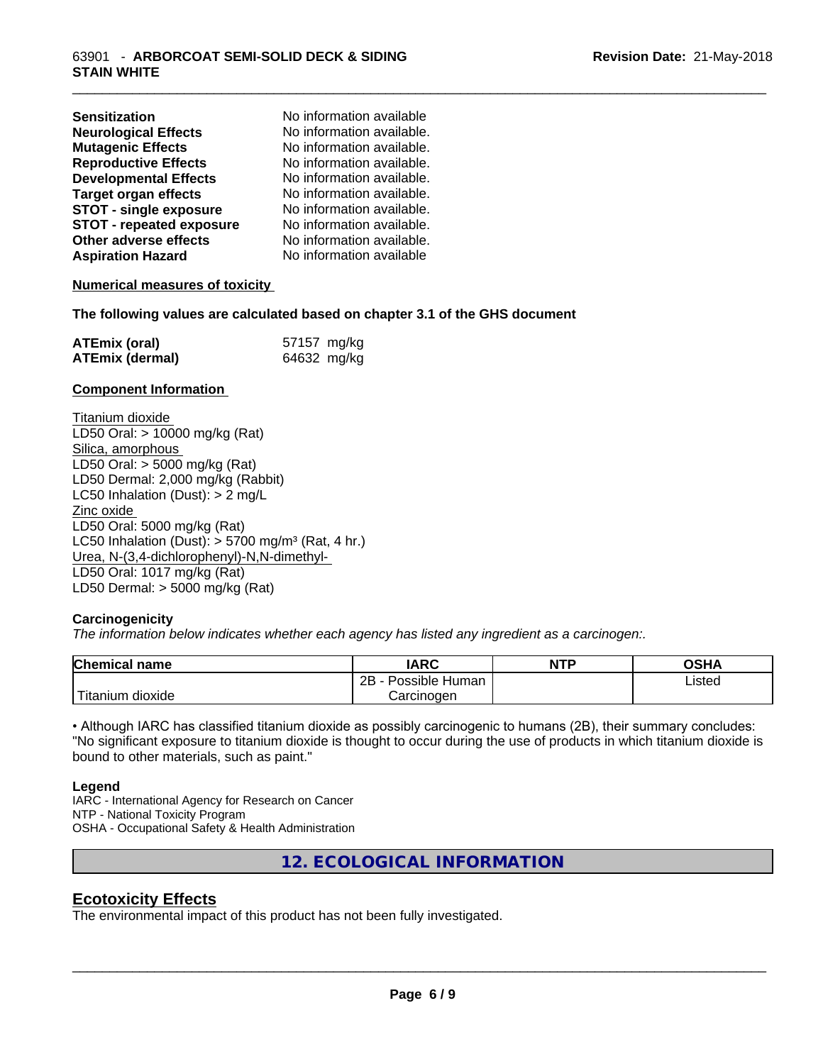| | |
|---|---|
| **Sensitization** | No information available |
| **Neurological Effects** | No information available. |
| **Mutagenic Effects** | No information available. |
| **Reproductive Effects** | No information available. |
| **Developmental Effects** | No information available. |
| **Target organ effects** | No information available. |
| **STOT - single exposure** | No information available. |
| **STOT - repeated exposure** | No information available. |
| **Other adverse effects** | No information available. |
| **Aspiration Hazard** | No information available |

**Numerical measures of toxicity**

**The following values are calculated based on chapter 3.1 of the GHS document**

| | |
|---|---|
| **ATEmix (oral)** | 57157 mg/kg |
| **ATEmix (dermal)** | 64632 mg/kg |

**Component Information**

Titanium dioxide
LD50 Oral: > 10000 mg/kg (Rat)
Silica, amorphous
LD50 Oral: > 5000 mg/kg (Rat)
LD50 Dermal: 2,000 mg/kg (Rabbit)
LC50 Inhalation (Dust): > 2 mg/L
Zinc oxide
LD50 Oral: 5000 mg/kg (Rat)
LC50 Inhalation (Dust): > 5700 mg/m³ (Rat, 4 hr.)
Urea, N-(3,4-dichlorophenyl)-N,N-dimethyl-
LD50 Oral: 1017 mg/kg (Rat)
LD50 Dermal: > 5000 mg/kg (Rat)

**Carcinogenicity**

*The information below indicates whether each agency has listed any ingredient as a carcinogen:.*

| Chemical name | IARC | NTP | OSHA |
|---|---|---|---|
| Titanium dioxide | 2B - Possible Human Carcinogen | | Listed |

• Although IARC has classified titanium dioxide as possibly carcinogenic to humans (2B), their summary concludes: "No significant exposure to titanium dioxide is thought to occur during the use of products in which titanium dioxide is bound to other materials, such as paint."

**Legend**

IARC - International Agency for Research on Cancer
NTP - National Toxicity Program
OSHA - Occupational Safety & Health Administration

## 12. ECOLOGICAL INFORMATION

## Ecotoxicity Effects

The environmental impact of this product has not been fully investigated.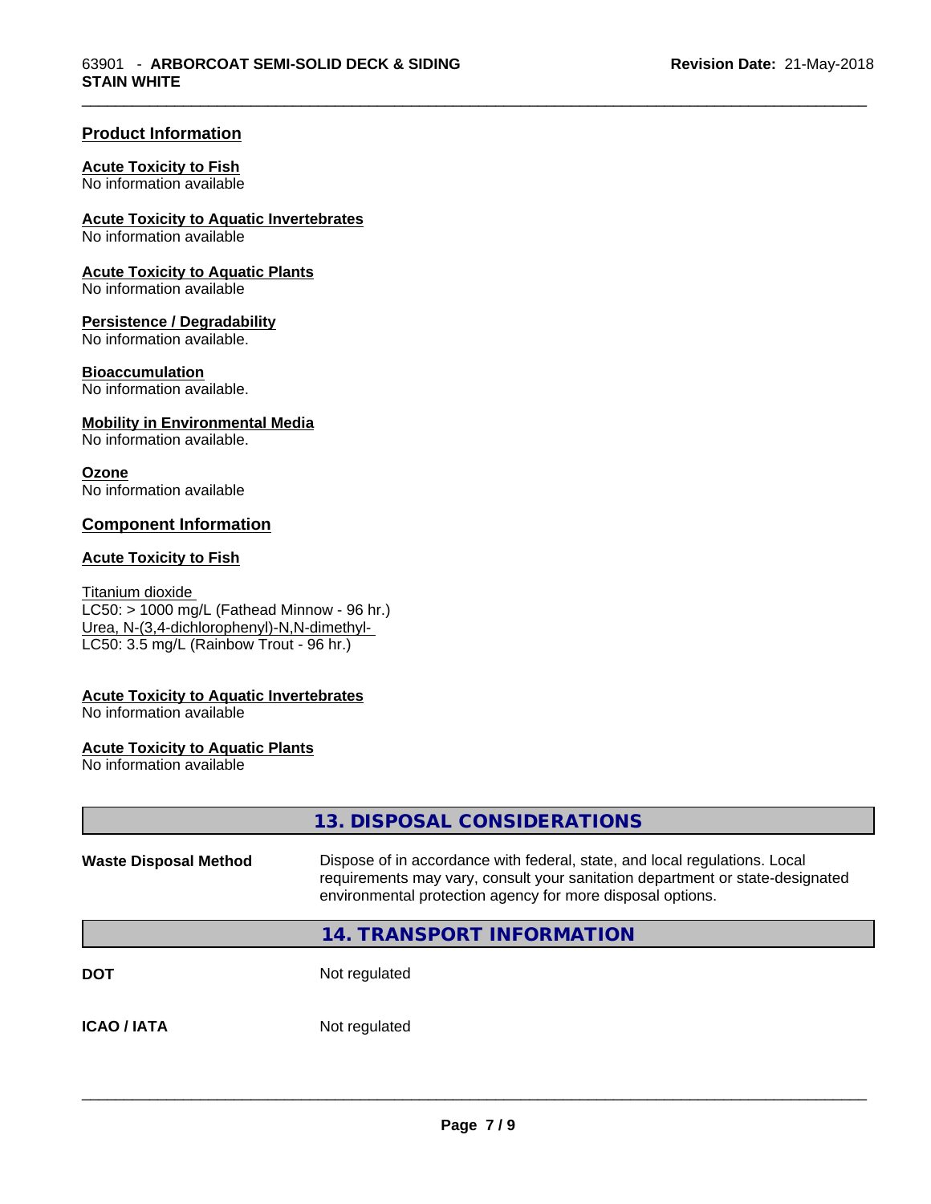## Product Information

**Acute Toxicity to Fish**
No information available

**Acute Toxicity to Aquatic Invertebrates**
No information available

**Acute Toxicity to Aquatic Plants**
No information available

**Persistence / Degradability**
No information available.

**Bioaccumulation**
No information available.

**Mobility in Environmental Media**
No information available.

**Ozone**
No information available

## Component Information

**Acute Toxicity to Fish**

Titanium dioxide
LC50: > 1000 mg/L (Fathead Minnow - 96 hr.)
Urea, N-(3,4-dichlorophenyl)-N,N-dimethyl-
LC50: 3.5 mg/L (Rainbow Trout - 96 hr.)

**Acute Toxicity to Aquatic Invertebrates**
No information available

**Acute Toxicity to Aquatic Plants**
No information available

## 13. DISPOSAL CONSIDERATIONS

| | |
|---|---|
| **Waste Disposal Method** | Dispose of in accordance with federal, state, and local regulations. Local requirements may vary, consult your sanitation department or state-designated environmental protection agency for more disposal options. |

## 14. TRANSPORT INFORMATION

| | |
|---|---|
| **DOT** | Not regulated |
| **ICAO / IATA** | Not regulated |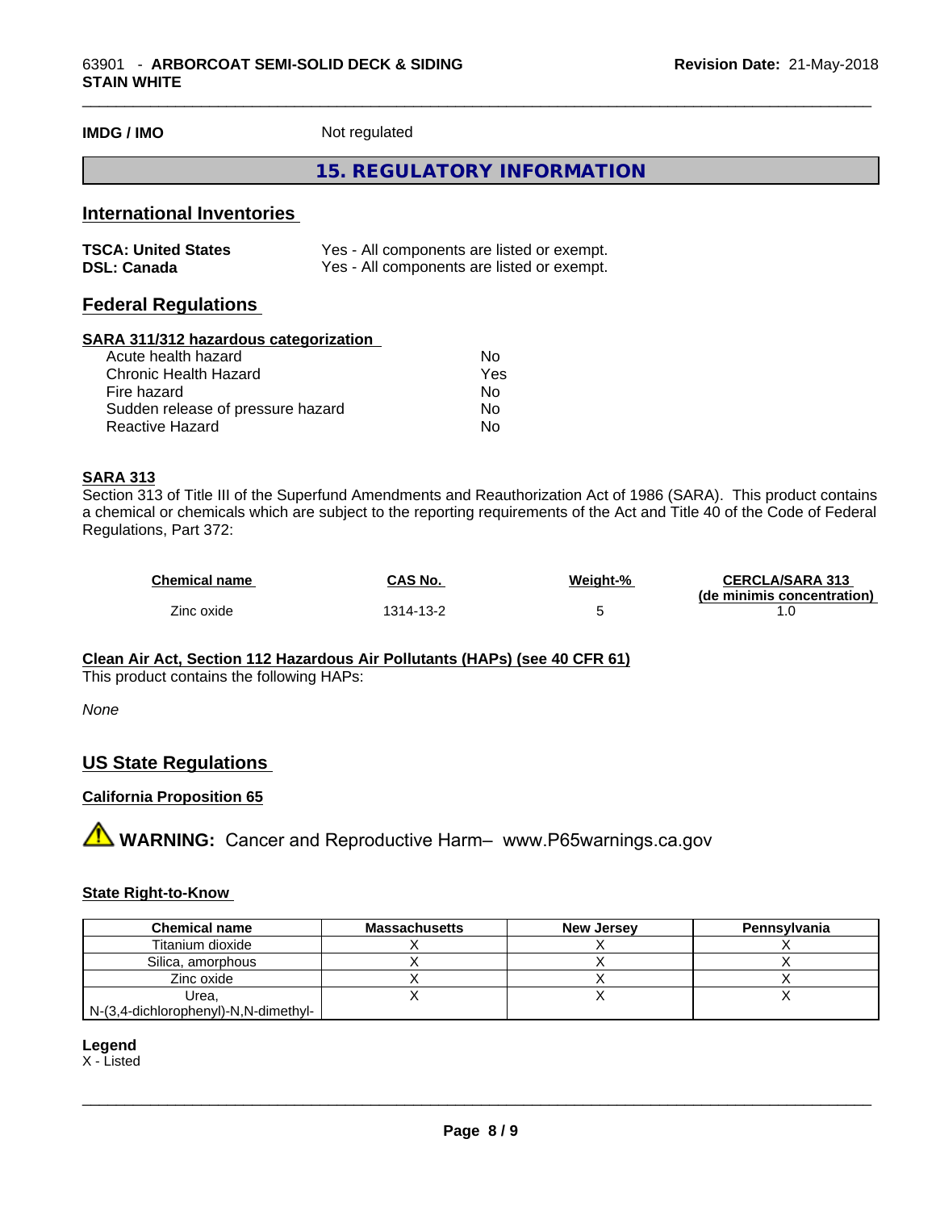**IMDG / IMO** Not regulated

# 15. REGULATORY INFORMATION

## International Inventories

| | |
|---|---|
| **TSCA: United States** | Yes - All components are listed or exempt. |
| **DSL: Canada** | Yes - All components are listed or exempt. |

## Federal Regulations

### SARA 311/312 hazardous categorization

| | |
|---|---|
| Acute health hazard | No |
| Chronic Health Hazard | Yes |
| Fire hazard | No |
| Sudden release of pressure hazard | No |
| Reactive Hazard | No |

### SARA 313

Section 313 of Title III of the Superfund Amendments and Reauthorization Act of 1986 (SARA). This product contains a chemical or chemicals which are subject to the reporting requirements of the Act and Title 40 of the Code of Federal Regulations, Part 372:

| Chemical name | CAS No. | Weight-% | CERCLA/SARA 313 (de minimis concentration) |
|---|---|---|---|
| Zinc oxide | 1314-13-2 | 5 | 1.0 |

### Clean Air Act, Section 112 Hazardous Air Pollutants (HAPs) (see 40 CFR 61)

This product contains the following HAPs:

*None*

## US State Regulations

### California Proposition 65

⚠ **WARNING:** Cancer and Reproductive Harm– www.P65warnings.ca.gov

### State Right-to-Know

| Chemical name | Massachusetts | New Jersey | Pennsylvania |
|---|---|---|---|
| Titanium dioxide | X | X | X |
| Silica, amorphous | X | X | X |
| Zinc oxide | X | X | X |
| Urea, N-(3,4-dichlorophenyl)-N,N-dimethyl- | X | X | X |

**Legend**
X - Listed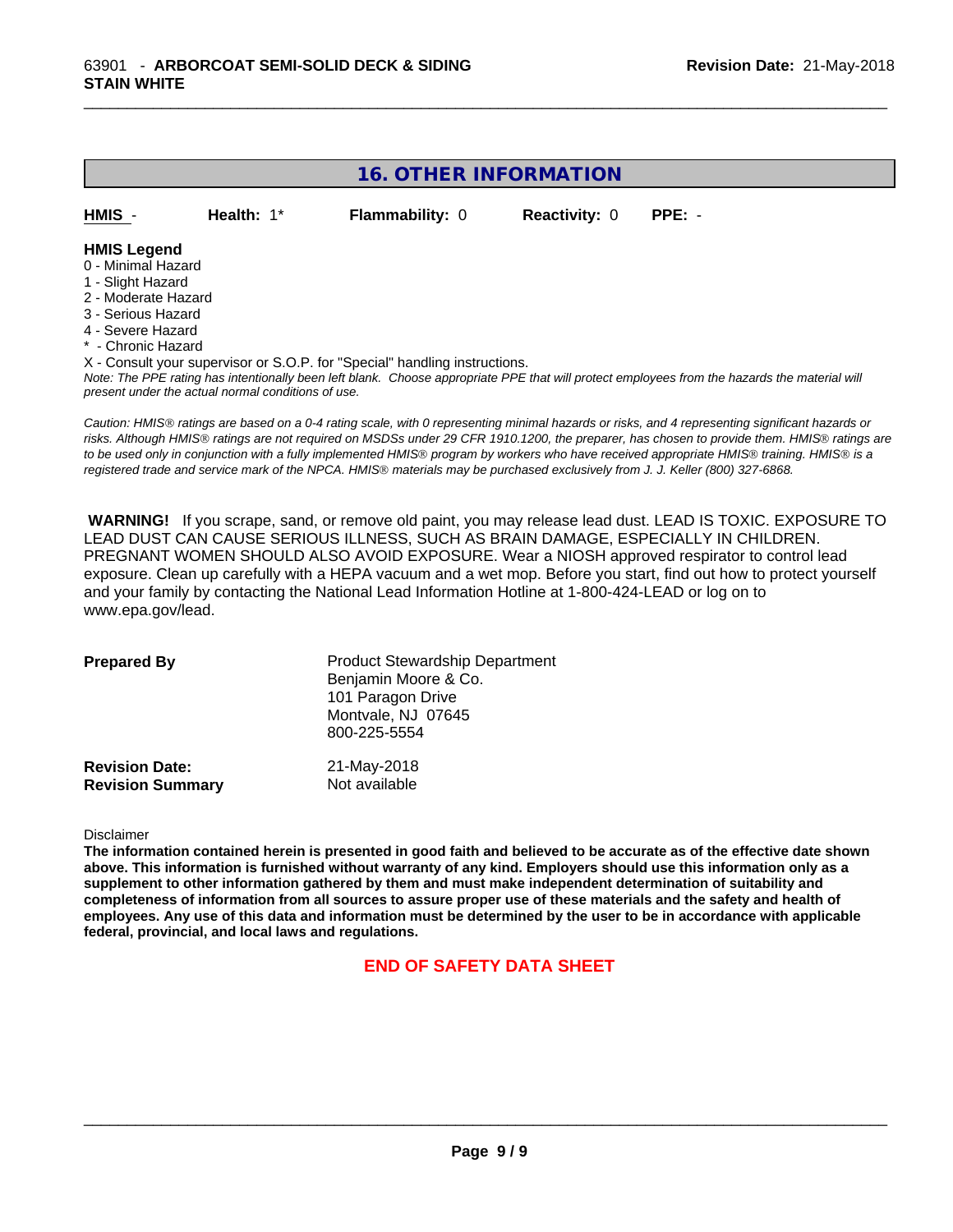## 16. OTHER INFORMATION

| | | | | |
|---|---|---|---|---|
| **HMIS** - | **Health:** 1* | **Flammability:** 0 | **Reactivity:** 0 | **PPE:** - |

**HMIS Legend**

0 - Minimal Hazard
1 - Slight Hazard
2 - Moderate Hazard
3 - Serious Hazard
4 - Severe Hazard
* - Chronic Hazard
X - Consult your supervisor or S.O.P. for "Special" handling instructions.

*Note: The PPE rating has intentionally been left blank. Choose appropriate PPE that will protect employees from the hazards the material will present under the actual normal conditions of use.*

*Caution: HMIS® ratings are based on a 0-4 rating scale, with 0 representing minimal hazards or risks, and 4 representing significant hazards or risks. Although HMIS® ratings are not required on MSDSs under 29 CFR 1910.1200, the preparer, has chosen to provide them. HMIS® ratings are to be used only in conjunction with a fully implemented HMIS® program by workers who have received appropriate HMIS® training. HMIS® is a registered trade and service mark of the NPCA. HMIS® materials may be purchased exclusively from J. J. Keller (800) 327-6868.*

**WARNING!** If you scrape, sand, or remove old paint, you may release lead dust. LEAD IS TOXIC. EXPOSURE TO LEAD DUST CAN CAUSE SERIOUS ILLNESS, SUCH AS BRAIN DAMAGE, ESPECIALLY IN CHILDREN. PREGNANT WOMEN SHOULD ALSO AVOID EXPOSURE. Wear a NIOSH approved respirator to control lead exposure. Clean up carefully with a HEPA vacuum and a wet mop. Before you start, find out how to protect yourself and your family by contacting the National Lead Information Hotline at 1-800-424-LEAD or log on to www.epa.gov/lead.

**Prepared By**
Product Stewardship Department
Benjamin Moore & Co.
101 Paragon Drive
Montvale, NJ 07645
800-225-5554

**Revision Date:** 21-May-2018
**Revision Summary** Not available

Disclaimer

**The information contained herein is presented in good faith and believed to be accurate as of the effective date shown above. This information is furnished without warranty of any kind. Employers should use this information only as a supplement to other information gathered by them and must make independent determination of suitability and completeness of information from all sources to assure proper use of these materials and the safety and health of employees. Any use of this data and information must be determined by the user to be in accordance with applicable federal, provincial, and local laws and regulations.**

**END OF SAFETY DATA SHEET**